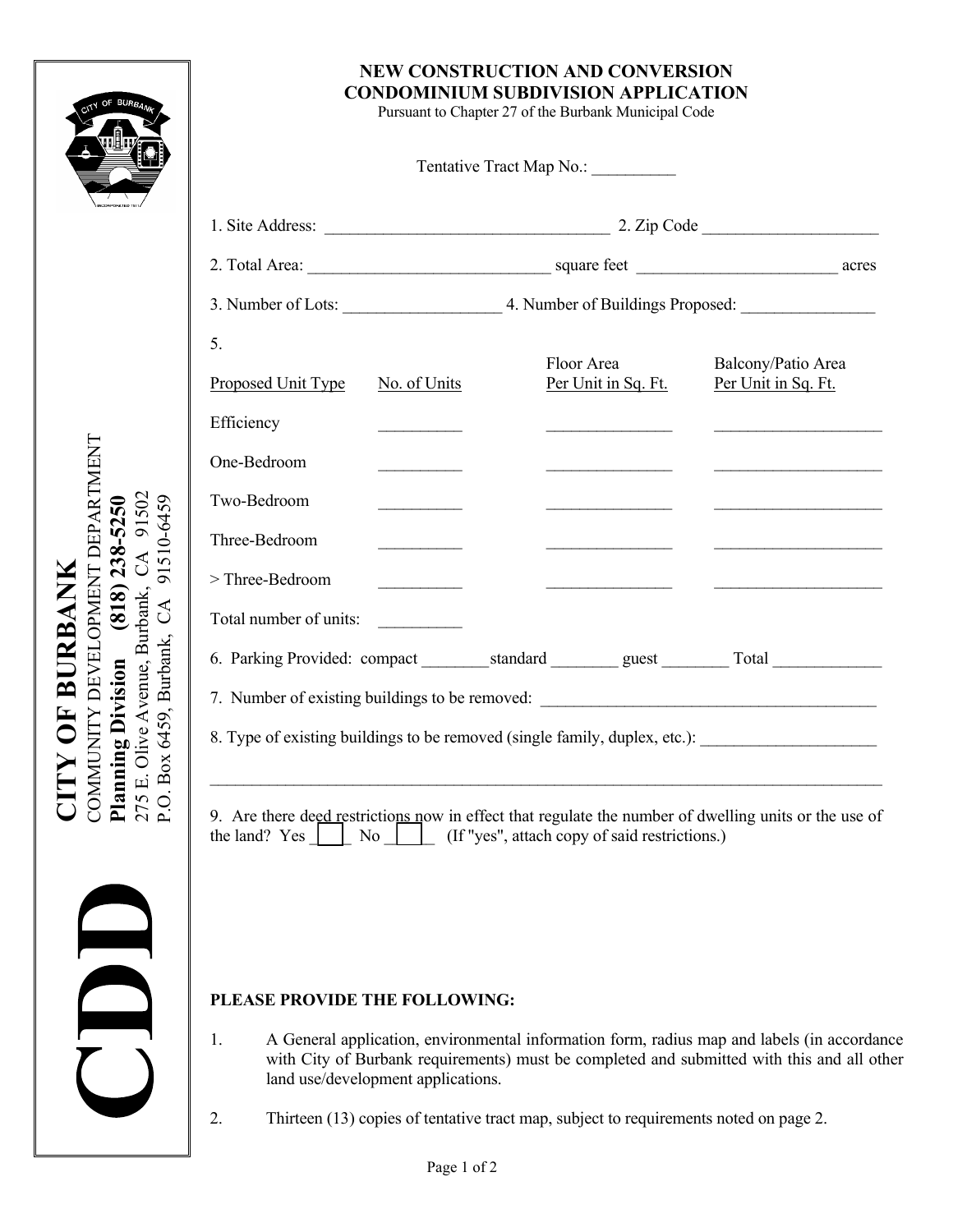CDD

**CITY OF BURBANK**
COMMUNITY DEVELOPMENT DEPARTMENT
**Planning Division (818) 238-5250**
275 E. Olive Avenue, Burbank, CA 91502
P.O. Box 6459, Burbank, CA 91510-6459

# NEW CONSTRUCTION AND CONVERSION CONDOMINIUM SUBDIVISION APPLICATION

Pursuant to Chapter 27 of the Burbank Municipal Code

Tentative Tract Map No.: __________

1. Site Address: ___________________________________ 2. Zip Code _____________________

2. Total Area: ______________________________ square feet ________________________ acres

3. Number of Lots: ___________________ 4. Number of Buildings Proposed: ________________

5.

| Proposed Unit Type | No. of Units | Floor Area Per Unit in Sq. Ft. | Balcony/Patio Area Per Unit in Sq. Ft. |
|---|---|---|---|
| Efficiency | __________ | _______________ | ____________________ |
| One-Bedroom | __________ | _______________ | ____________________ |
| Two-Bedroom | __________ | _______________ | ____________________ |
| Three-Bedroom | __________ | _______________ | ____________________ |
| > Three-Bedroom | __________ | _______________ | ____________________ |
| Total number of units: | __________ | | |

6. Parking Provided: compact ________standard ________ guest ________ Total _____________

7. Number of existing buildings to be removed: ________________________________________

8. Type of existing buildings to be removed (single family, duplex, etc.): ____________________

_____________________________________________________________________________

9. Are there deed restrictions now in effect that regulate the number of dwelling units or the use of the land? Yes ____ No _____ (If "yes", attach copy of said restrictions.)

**PLEASE PROVIDE THE FOLLOWING:**

1. A General application, environmental information form, radius map and labels (in accordance with City of Burbank requirements) must be completed and submitted with this and all other land use/development applications.

2. Thirteen (13) copies of tentative tract map, subject to requirements noted on page 2.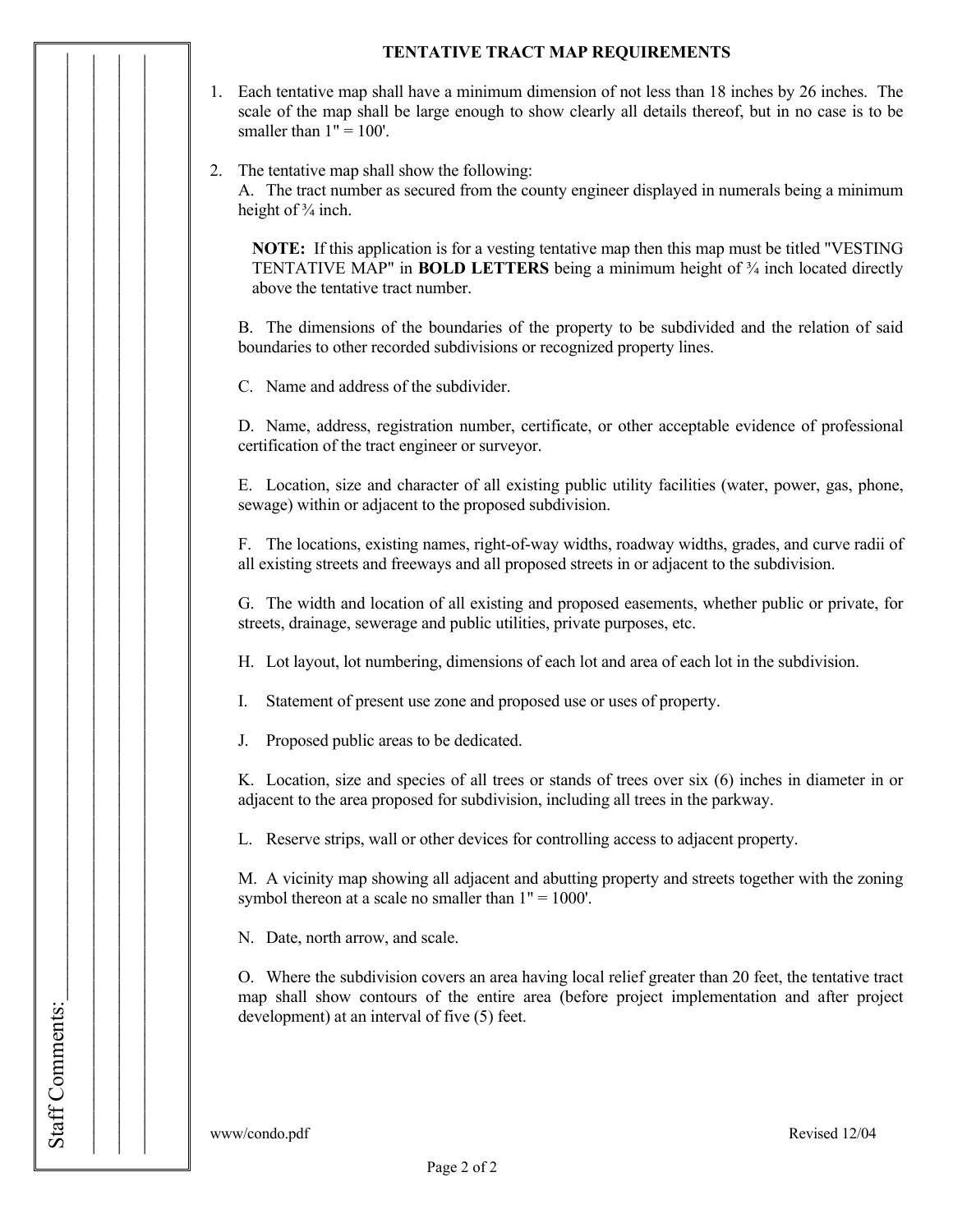## TENTATIVE TRACT MAP REQUIREMENTS

1. Each tentative map shall have a minimum dimension of not less than 18 inches by 26 inches. The scale of the map shall be large enough to show clearly all details thereof, but in no case is to be smaller than 1" = 100'.

2. The tentative map shall show the following:

   A. The tract number as secured from the county engineer displayed in numerals being a minimum height of ¾ inch.

   **NOTE:** If this application is for a vesting tentative map then this map must be titled "VESTING TENTATIVE MAP" in **BOLD LETTERS** being a minimum height of ¾ inch located directly above the tentative tract number.

   B. The dimensions of the boundaries of the property to be subdivided and the relation of said boundaries to other recorded subdivisions or recognized property lines.

   C. Name and address of the subdivider.

   D. Name, address, registration number, certificate, or other acceptable evidence of professional certification of the tract engineer or surveyor.

   E. Location, size and character of all existing public utility facilities (water, power, gas, phone, sewage) within or adjacent to the proposed subdivision.

   F. The locations, existing names, right-of-way widths, roadway widths, grades, and curve radii of all existing streets and freeways and all proposed streets in or adjacent to the subdivision.

   G. The width and location of all existing and proposed easements, whether public or private, for streets, drainage, sewerage and public utilities, private purposes, etc.

   H. Lot layout, lot numbering, dimensions of each lot and area of each lot in the subdivision.

   I. Statement of present use zone and proposed use or uses of property.

   J. Proposed public areas to be dedicated.

   K. Location, size and species of all trees or stands of trees over six (6) inches in diameter in or adjacent to the area proposed for subdivision, including all trees in the parkway.

   L. Reserve strips, wall or other devices for controlling access to adjacent property.

   M. A vicinity map showing all adjacent and abutting property and streets together with the zoning symbol thereon at a scale no smaller than 1" = 1000'.

   N. Date, north arrow, and scale.

   O. Where the subdivision covers an area having local relief greater than 20 feet, the tentative tract map shall show contours of the entire area (before project implementation and after project development) at an interval of five (5) feet.

Staff Comments:\_\_\_\_\_\_\_\_\_\_\_\_\_\_\_\_\_\_\_\_

www/condo.pdf

Revised 12/04